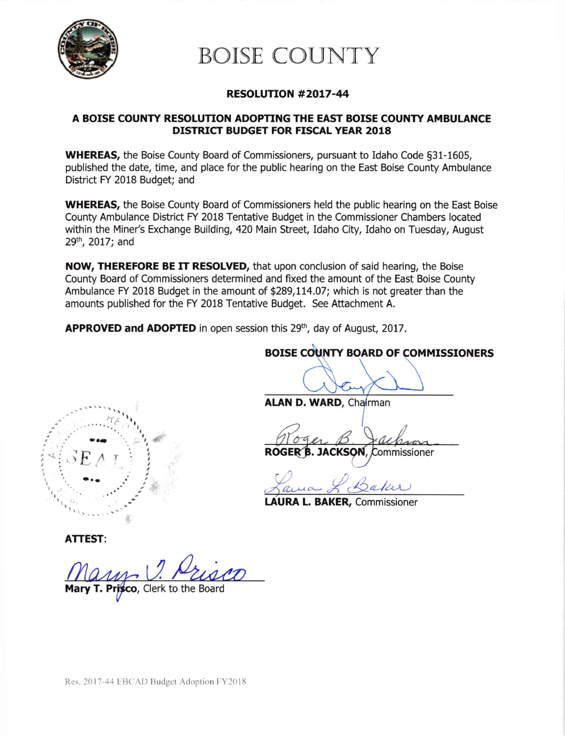# BOISE COUNTY

## RESOLUTION #2017-44

### A BOISE COUNTY RESOLUTION ADOPTING THE EAST BOISE COUNTY AMBULANCE DISTRICT BUDGET FOR FISCAL YEAR 2018

**WHEREAS,** the Boise County Board of Commissioners, pursuant to Idaho Code §31-1605, published the date, time, and place for the public hearing on the East Boise County Ambulance District FY 2018 Budget; and

**WHEREAS,** the Boise County Board of Commissioners held the public hearing on the East Boise County Ambulance District FY 2018 Tentative Budget in the Commissioner Chambers located within the Miner's Exchange Building, 420 Main Street, Idaho City, Idaho on Tuesday, August 29th, 2017; and

**NOW, THEREFORE BE IT RESOLVED,** that upon conclusion of said hearing, the Boise County Board of Commissioners determined and fixed the amount of the East Boise County Ambulance FY 2018 Budget in the amount of $289,114.07; which is not greater than the amounts published for the FY 2018 Tentative Budget. See Attachment A.

**APPROVED and ADOPTED** in open session this 29th, day of August, 2017.

**BOISE COUNTY BOARD OF COMMISSIONERS**

**ALAN D. WARD**, Chairman

**ROGER B. JACKSON**, Commissioner

**LAURA L. BAKER**, Commissioner

SEAL

**ATTEST:**

**Mary T. Prisco**, Clerk to the Board

Res. 2017-44 EBCAD Budget Adoption FY2018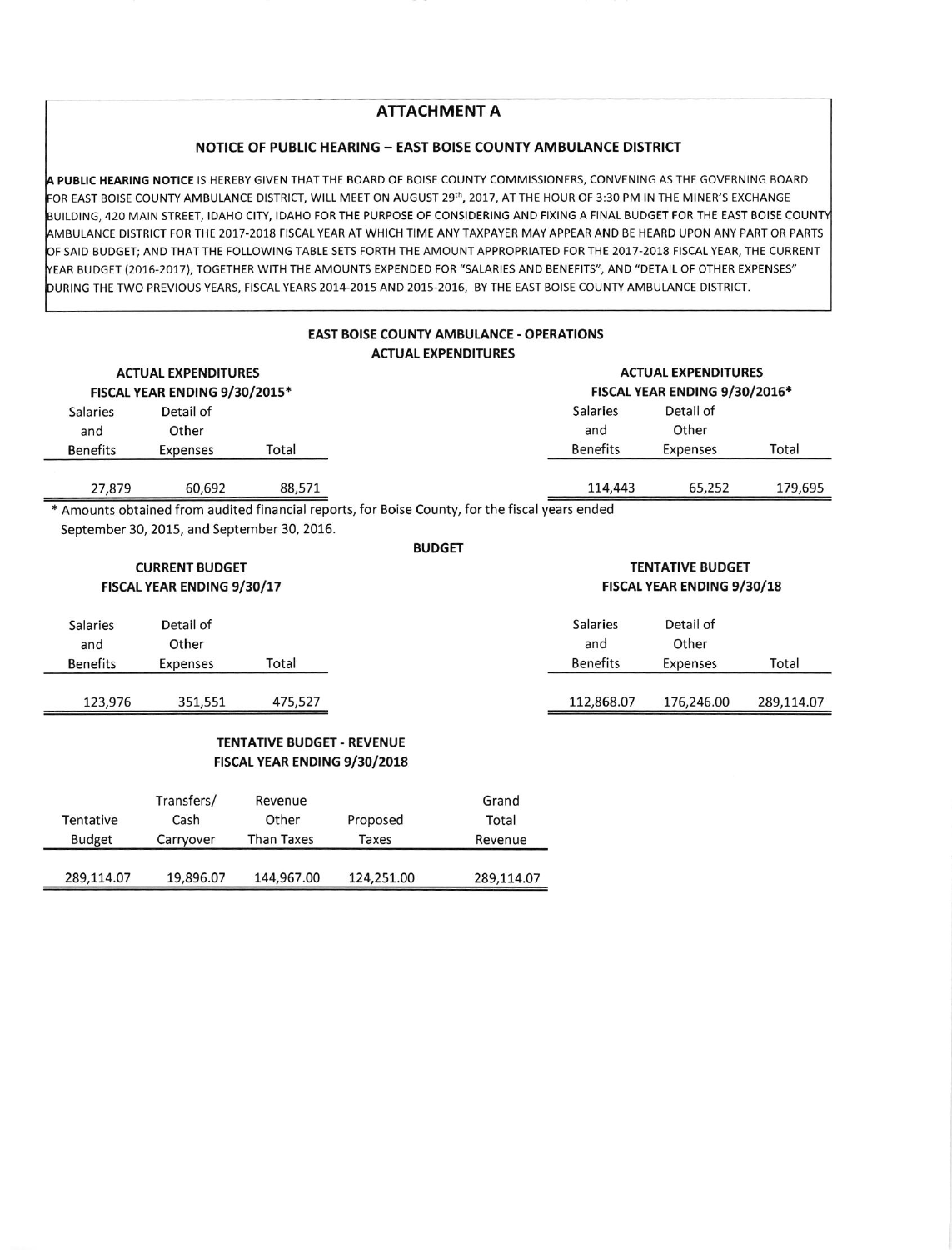## ATTACHMENT A

### NOTICE OF PUBLIC HEARING – EAST BOISE COUNTY AMBULANCE DISTRICT

**A PUBLIC HEARING NOTICE** IS HEREBY GIVEN THAT THE BOARD OF BOISE COUNTY COMMISSIONERS, CONVENING AS THE GOVERNING BOARD FOR EAST BOISE COUNTY AMBULANCE DISTRICT, WILL MEET ON AUGUST 29th, 2017, AT THE HOUR OF 3:30 PM IN THE MINER'S EXCHANGE BUILDING, 420 MAIN STREET, IDAHO CITY, IDAHO FOR THE PURPOSE OF CONSIDERING AND FIXING A FINAL BUDGET FOR THE EAST BOISE COUNTY AMBULANCE DISTRICT FOR THE 2017-2018 FISCAL YEAR AT WHICH TIME ANY TAXPAYER MAY APPEAR AND BE HEARD UPON ANY PART OR PARTS OF SAID BUDGET; AND THAT THE FOLLOWING TABLE SETS FORTH THE AMOUNT APPROPRIATED FOR THE 2017-2018 FISCAL YEAR, THE CURRENT YEAR BUDGET (2016-2017), TOGETHER WITH THE AMOUNTS EXPENDED FOR "SALARIES AND BENEFITS", AND "DETAIL OF OTHER EXPENSES" DURING THE TWO PREVIOUS YEARS, FISCAL YEARS 2014-2015 AND 2015-2016, BY THE EAST BOISE COUNTY AMBULANCE DISTRICT.

### EAST BOISE COUNTY AMBULANCE - OPERATIONS

**ACTUAL EXPENDITURES**

| ACTUAL EXPENDITURES FISCAL YEAR ENDING 9/30/2015* | | | ACTUAL EXPENDITURES FISCAL YEAR ENDING 9/30/2016* | | |
|---|---|---|---|---|---|
| Salaries and Benefits | Detail of Other Expenses | Total | Salaries and Benefits | Detail of Other Expenses | Total |
| 27,879 | 60,692 | 88,571 | 114,443 | 65,252 | 179,695 |

\* Amounts obtained from audited financial reports, for Boise County, for the fiscal years ended September 30, 2015, and September 30, 2016.

**BUDGET**

| CURRENT BUDGET FISCAL YEAR ENDING 9/30/17 | | | TENTATIVE BUDGET FISCAL YEAR ENDING 9/30/18 | | |
|---|---|---|---|---|---|
| Salaries and Benefits | Detail of Other Expenses | Total | Salaries and Benefits | Detail of Other Expenses | Total |
| 123,976 | 351,551 | 475,527 | 112,868.07 | 176,246.00 | 289,114.07 |

**TENTATIVE BUDGET - REVENUE**
**FISCAL YEAR ENDING 9/30/2018**

| Tentative Budget | Transfers/ Cash Carryover | Revenue Other Than Taxes | Proposed Taxes | Grand Total Revenue |
|---|---|---|---|---|
| 289,114.07 | 19,896.07 | 144,967.00 | 124,251.00 | 289,114.07 |